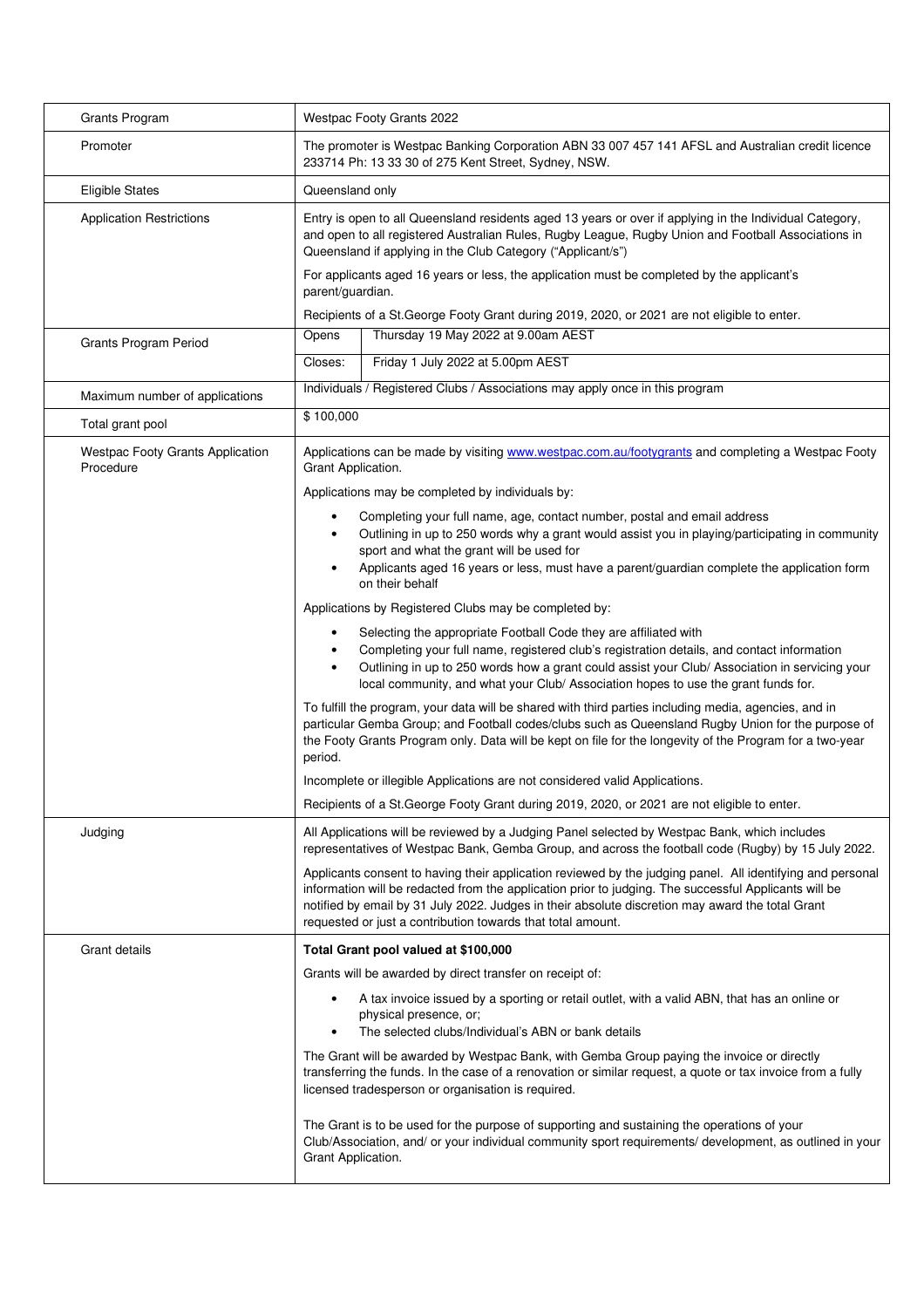| | |
|---|---|
| Grants Program | Westpac Footy Grants 2022 |
| Promoter | The promoter is Westpac Banking Corporation ABN 33 007 457 141 AFSL and Australian credit licence 233714 Ph: 13 33 30 of 275 Kent Street, Sydney, NSW. |
| Eligible States | Queensland only |
| Application Restrictions | Entry is open to all Queensland residents aged 13 years or over if applying in the Individual Category, and open to all registered Australian Rules, Rugby League, Rugby Union and Football Associations in Queensland if applying in the Club Category ("Applicant/s")<br><br>For applicants aged 16 years or less, the application must be completed by the applicant's parent/guardian.<br><br>Recipients of a St.George Footy Grant during 2019, 2020, or 2021 are not eligible to enter. |
| Grants Program Period | Opens: Thursday 19 May 2022 at 9.00am AEST<br>Closes: Friday 1 July 2022 at 5.00pm AEST |
| Maximum number of applications | Individuals / Registered Clubs / Associations may apply once in this program |
| Total grant pool | $ 100,000 |
| Westpac Footy Grants Application Procedure | Applications can be made by visiting www.westpac.com.au/footygrants and completing a Westpac Footy Grant Application.<br><br>Applications may be completed by individuals by:<br>• Completing your full name, age, contact number, postal and email address<br>• Outlining in up to 250 words why a grant would assist you in playing/participating in community sport and what the grant will be used for<br>• Applicants aged 16 years or less, must have a parent/guardian complete the application form on their behalf<br><br>Applications by Registered Clubs may be completed by:<br>• Selecting the appropriate Football Code they are affiliated with<br>• Completing your full name, registered club's registration details, and contact information<br>• Outlining in up to 250 words how a grant could assist your Club/ Association in servicing your local community, and what your Club/ Association hopes to use the grant funds for.<br><br>To fulfill the program, your data will be shared with third parties including media, agencies, and in particular Gemba Group; and Football codes/clubs such as Queensland Rugby Union for the purpose of the Footy Grants Program only. Data will be kept on file for the longevity of the Program for a two-year period.<br><br>Incomplete or illegible Applications are not considered valid Applications.<br><br>Recipients of a St.George Footy Grant during 2019, 2020, or 2021 are not eligible to enter. |
| Judging | All Applications will be reviewed by a Judging Panel selected by Westpac Bank, which includes representatives of Westpac Bank, Gemba Group, and across the football code (Rugby) by 15 July 2022.<br><br>Applicants consent to having their application reviewed by the judging panel. All identifying and personal information will be redacted from the application prior to judging. The successful Applicants will be notified by email by 31 July 2022. Judges in their absolute discretion may award the total Grant requested or just a contribution towards that total amount. |
| Grant details | **Total Grant pool valued at $100,000**<br><br>Grants will be awarded by direct transfer on receipt of:<br>• A tax invoice issued by a sporting or retail outlet, with a valid ABN, that has an online or physical presence, or;<br>• The selected clubs/Individual's ABN or bank details<br><br>The Grant will be awarded by Westpac Bank, with Gemba Group paying the invoice or directly transferring the funds. In the case of a renovation or similar request, a quote or tax invoice from a fully licensed tradesperson or organisation is required.<br><br>The Grant is to be used for the purpose of supporting and sustaining the operations of your Club/Association, and/ or your individual community sport requirements/ development, as outlined in your Grant Application. |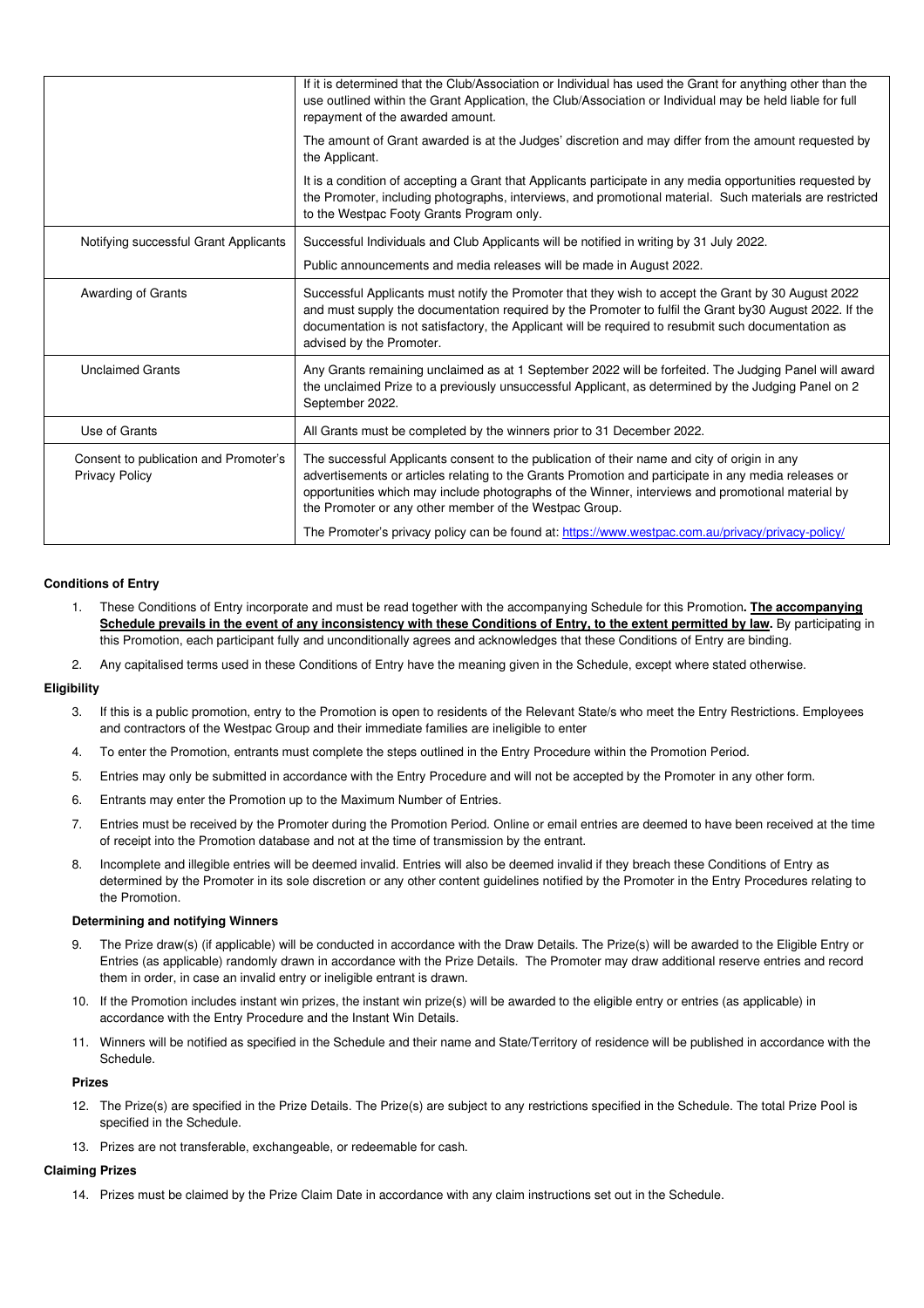| | |
|---|---|
| | If it is determined that the Club/Association or Individual has used the Grant for anything other than the use outlined within the Grant Application, the Club/Association or Individual may be held liable for full repayment of the awarded amount.<br><br>The amount of Grant awarded is at the Judges' discretion and may differ from the amount requested by the Applicant.<br><br>It is a condition of accepting a Grant that Applicants participate in any media opportunities requested by the Promoter, including photographs, interviews, and promotional material. Such materials are restricted to the Westpac Footy Grants Program only. |
| Notifying successful Grant Applicants | Successful Individuals and Club Applicants will be notified in writing by 31 July 2022.<br><br>Public announcements and media releases will be made in August 2022. |
| Awarding of Grants | Successful Applicants must notify the Promoter that they wish to accept the Grant by 30 August 2022 and must supply the documentation required by the Promoter to fulfil the Grant by30 August 2022. If the documentation is not satisfactory, the Applicant will be required to resubmit such documentation as advised by the Promoter. |
| Unclaimed Grants | Any Grants remaining unclaimed as at 1 September 2022 will be forfeited. The Judging Panel will award the unclaimed Prize to a previously unsuccessful Applicant, as determined by the Judging Panel on 2 September 2022. |
| Use of Grants | All Grants must be completed by the winners prior to 31 December 2022. |
| Consent to publication and Promoter's Privacy Policy | The successful Applicants consent to the publication of their name and city of origin in any advertisements or articles relating to the Grants Promotion and participate in any media releases or opportunities which may include photographs of the Winner, interviews and promotional material by the Promoter or any other member of the Westpac Group.<br><br>The Promoter's privacy policy can be found at: https://www.westpac.com.au/privacy/privacy-policy/ |

**Conditions of Entry**

1. These Conditions of Entry incorporate and must be read together with the accompanying Schedule for this Promotion**. The accompanying Schedule prevails in the event of any inconsistency with these Conditions of Entry, to the extent permitted by law.** By participating in this Promotion, each participant fully and unconditionally agrees and acknowledges that these Conditions of Entry are binding.
2. Any capitalised terms used in these Conditions of Entry have the meaning given in the Schedule, except where stated otherwise.

**Eligibility**

3. If this is a public promotion, entry to the Promotion is open to residents of the Relevant State/s who meet the Entry Restrictions. Employees and contractors of the Westpac Group and their immediate families are ineligible to enter
4. To enter the Promotion, entrants must complete the steps outlined in the Entry Procedure within the Promotion Period.
5. Entries may only be submitted in accordance with the Entry Procedure and will not be accepted by the Promoter in any other form.
6. Entrants may enter the Promotion up to the Maximum Number of Entries.
7. Entries must be received by the Promoter during the Promotion Period. Online or email entries are deemed to have been received at the time of receipt into the Promotion database and not at the time of transmission by the entrant.
8. Incomplete and illegible entries will be deemed invalid. Entries will also be deemed invalid if they breach these Conditions of Entry as determined by the Promoter in its sole discretion or any other content guidelines notified by the Promoter in the Entry Procedures relating to the Promotion.

**Determining and notifying Winners**

9. The Prize draw(s) (if applicable) will be conducted in accordance with the Draw Details. The Prize(s) will be awarded to the Eligible Entry or Entries (as applicable) randomly drawn in accordance with the Prize Details. The Promoter may draw additional reserve entries and record them in order, in case an invalid entry or ineligible entrant is drawn.
10. If the Promotion includes instant win prizes, the instant win prize(s) will be awarded to the eligible entry or entries (as applicable) in accordance with the Entry Procedure and the Instant Win Details.
11. Winners will be notified as specified in the Schedule and their name and State/Territory of residence will be published in accordance with the Schedule.

**Prizes**

12. The Prize(s) are specified in the Prize Details. The Prize(s) are subject to any restrictions specified in the Schedule. The total Prize Pool is specified in the Schedule.
13. Prizes are not transferable, exchangeable, or redeemable for cash.

**Claiming Prizes**

14. Prizes must be claimed by the Prize Claim Date in accordance with any claim instructions set out in the Schedule.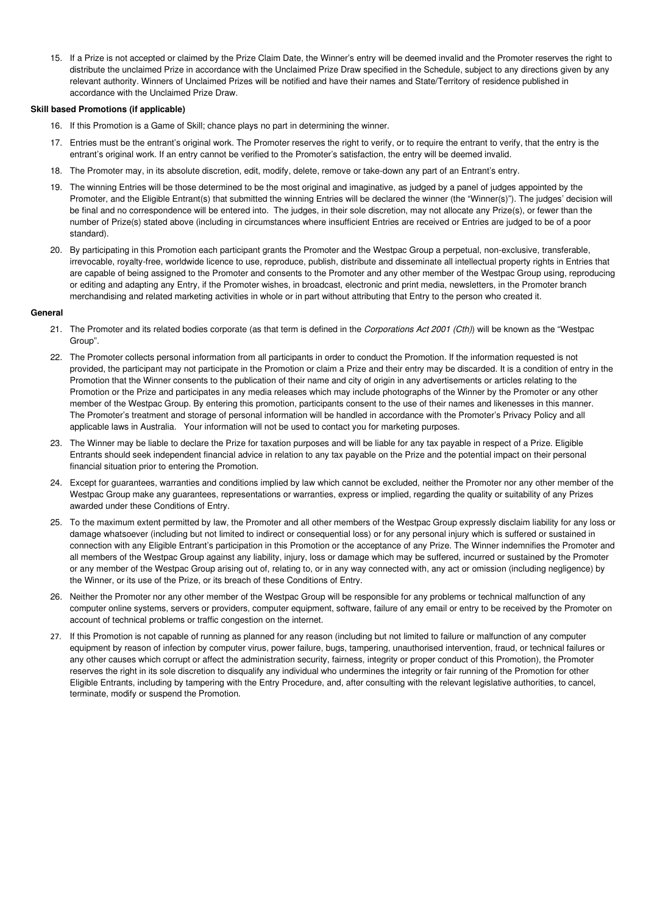15. If a Prize is not accepted or claimed by the Prize Claim Date, the Winner's entry will be deemed invalid and the Promoter reserves the right to distribute the unclaimed Prize in accordance with the Unclaimed Prize Draw specified in the Schedule, subject to any directions given by any relevant authority. Winners of Unclaimed Prizes will be notified and have their names and State/Territory of residence published in accordance with the Unclaimed Prize Draw.

**Skill based Promotions (if applicable)**

16. If this Promotion is a Game of Skill; chance plays no part in determining the winner.
17. Entries must be the entrant's original work. The Promoter reserves the right to verify, or to require the entrant to verify, that the entry is the entrant's original work. If an entry cannot be verified to the Promoter's satisfaction, the entry will be deemed invalid.
18. The Promoter may, in its absolute discretion, edit, modify, delete, remove or take-down any part of an Entrant's entry.
19. The winning Entries will be those determined to be the most original and imaginative, as judged by a panel of judges appointed by the Promoter, and the Eligible Entrant(s) that submitted the winning Entries will be declared the winner (the "Winner(s)"). The judges' decision will be final and no correspondence will be entered into. The judges, in their sole discretion, may not allocate any Prize(s), or fewer than the number of Prize(s) stated above (including in circumstances where insufficient Entries are received or Entries are judged to be of a poor standard).
20. By participating in this Promotion each participant grants the Promoter and the Westpac Group a perpetual, non-exclusive, transferable, irrevocable, royalty-free, worldwide licence to use, reproduce, publish, distribute and disseminate all intellectual property rights in Entries that are capable of being assigned to the Promoter and consents to the Promoter and any other member of the Westpac Group using, reproducing or editing and adapting any Entry, if the Promoter wishes, in broadcast, electronic and print media, newsletters, in the Promoter branch merchandising and related marketing activities in whole or in part without attributing that Entry to the person who created it.

**General**

21. The Promoter and its related bodies corporate (as that term is defined in the *Corporations Act 2001 (Cth)*) will be known as the "Westpac Group".
22. The Promoter collects personal information from all participants in order to conduct the Promotion. If the information requested is not provided, the participant may not participate in the Promotion or claim a Prize and their entry may be discarded. It is a condition of entry in the Promotion that the Winner consents to the publication of their name and city of origin in any advertisements or articles relating to the Promotion or the Prize and participates in any media releases which may include photographs of the Winner by the Promoter or any other member of the Westpac Group. By entering this promotion, participants consent to the use of their names and likenesses in this manner. The Promoter's treatment and storage of personal information will be handled in accordance with the Promoter's Privacy Policy and all applicable laws in Australia. Your information will not be used to contact you for marketing purposes.
23. The Winner may be liable to declare the Prize for taxation purposes and will be liable for any tax payable in respect of a Prize. Eligible Entrants should seek independent financial advice in relation to any tax payable on the Prize and the potential impact on their personal financial situation prior to entering the Promotion.
24. Except for guarantees, warranties and conditions implied by law which cannot be excluded, neither the Promoter nor any other member of the Westpac Group make any guarantees, representations or warranties, express or implied, regarding the quality or suitability of any Prizes awarded under these Conditions of Entry.
25. To the maximum extent permitted by law, the Promoter and all other members of the Westpac Group expressly disclaim liability for any loss or damage whatsoever (including but not limited to indirect or consequential loss) or for any personal injury which is suffered or sustained in connection with any Eligible Entrant's participation in this Promotion or the acceptance of any Prize. The Winner indemnifies the Promoter and all members of the Westpac Group against any liability, injury, loss or damage which may be suffered, incurred or sustained by the Promoter or any member of the Westpac Group arising out of, relating to, or in any way connected with, any act or omission (including negligence) by the Winner, or its use of the Prize, or its breach of these Conditions of Entry.
26. Neither the Promoter nor any other member of the Westpac Group will be responsible for any problems or technical malfunction of any computer online systems, servers or providers, computer equipment, software, failure of any email or entry to be received by the Promoter on account of technical problems or traffic congestion on the internet.
27. If this Promotion is not capable of running as planned for any reason (including but not limited to failure or malfunction of any computer equipment by reason of infection by computer virus, power failure, bugs, tampering, unauthorised intervention, fraud, or technical failures or any other causes which corrupt or affect the administration security, fairness, integrity or proper conduct of this Promotion), the Promoter reserves the right in its sole discretion to disqualify any individual who undermines the integrity or fair running of the Promotion for other Eligible Entrants, including by tampering with the Entry Procedure, and, after consulting with the relevant legislative authorities, to cancel, terminate, modify or suspend the Promotion.